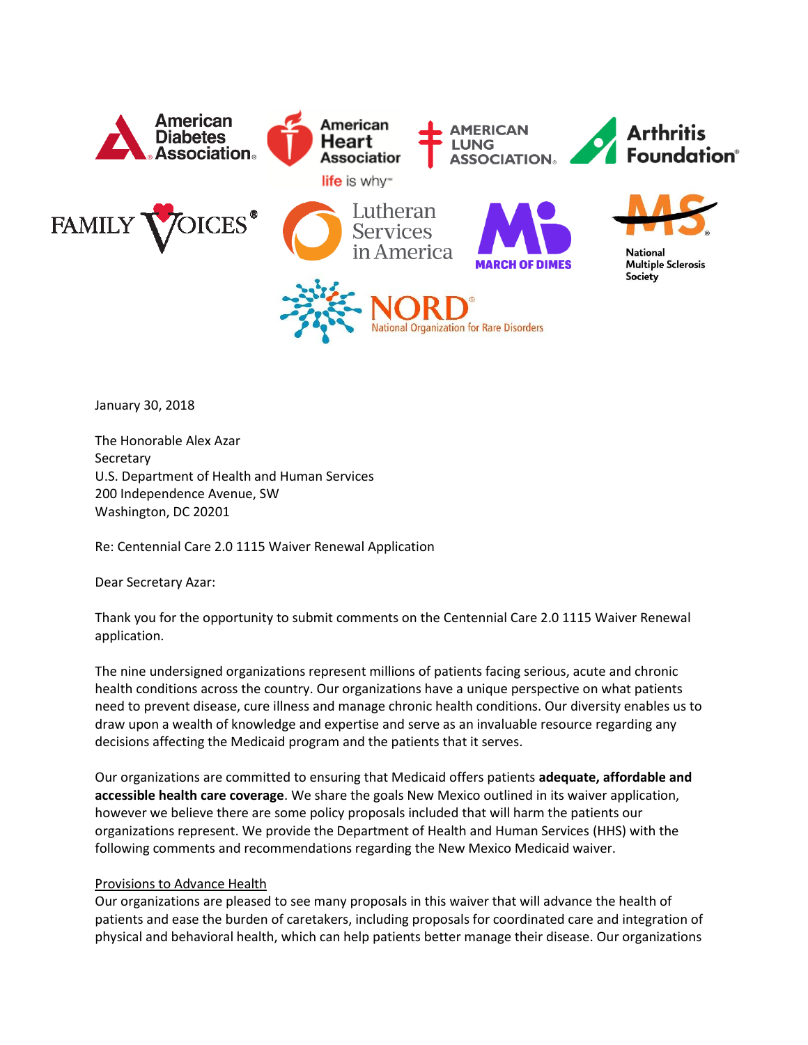January 30, 2018

The Honorable Alex Azar
Secretary
U.S. Department of Health and Human Services
200 Independence Avenue, SW
Washington, DC 20201

Re: Centennial Care 2.0 1115 Waiver Renewal Application

Dear Secretary Azar:

Thank you for the opportunity to submit comments on the Centennial Care 2.0 1115 Waiver Renewal application.

The nine undersigned organizations represent millions of patients facing serious, acute and chronic health conditions across the country. Our organizations have a unique perspective on what patients need to prevent disease, cure illness and manage chronic health conditions. Our diversity enables us to draw upon a wealth of knowledge and expertise and serve as an invaluable resource regarding any decisions affecting the Medicaid program and the patients that it serves.

Our organizations are committed to ensuring that Medicaid offers patients **adequate, affordable and accessible health care coverage**. We share the goals New Mexico outlined in its waiver application, however we believe there are some policy proposals included that will harm the patients our organizations represent. We provide the Department of Health and Human Services (HHS) with the following comments and recommendations regarding the New Mexico Medicaid waiver.

<u>Provisions to Advance Health</u>

Our organizations are pleased to see many proposals in this waiver that will advance the health of patients and ease the burden of caretakers, including proposals for coordinated care and integration of physical and behavioral health, which can help patients better manage their disease. Our organizations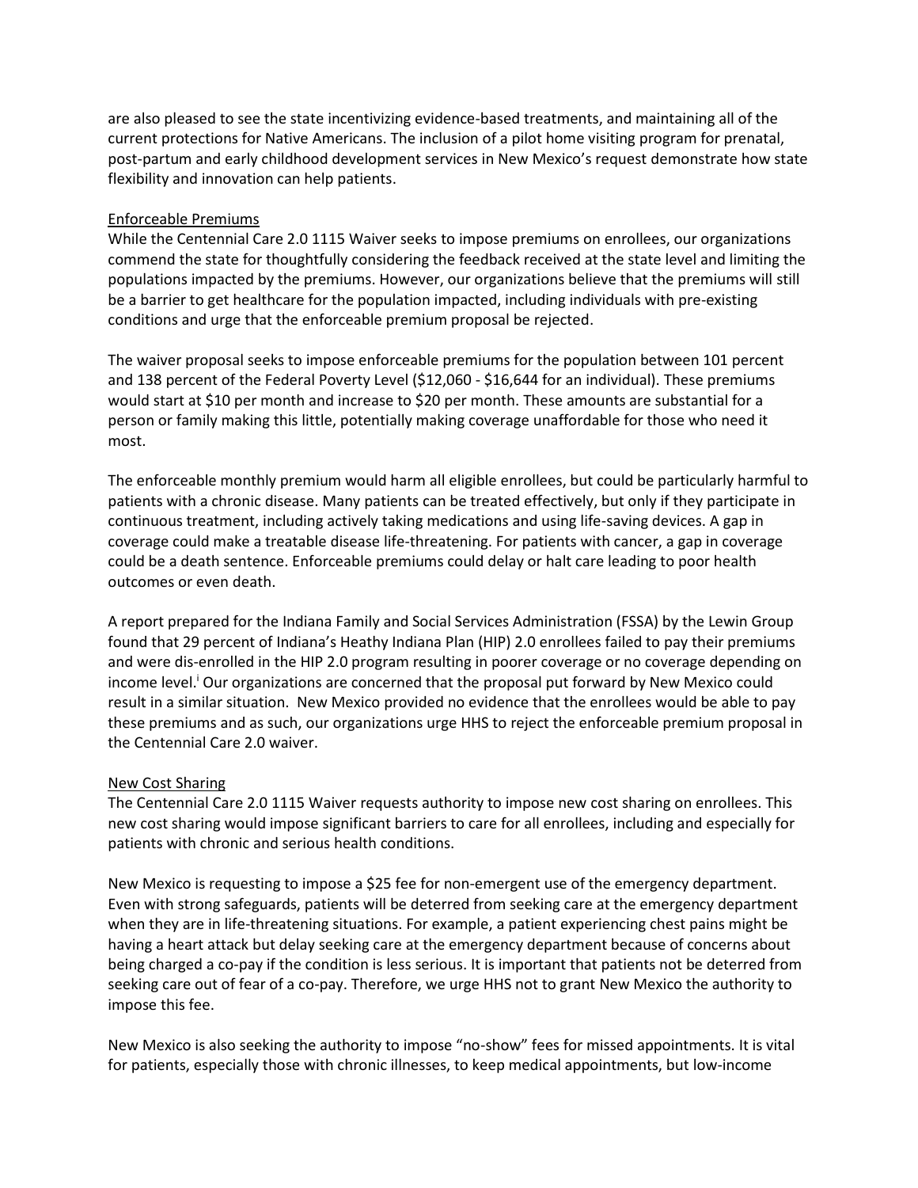are also pleased to see the state incentivizing evidence-based treatments, and maintaining all of the current protections for Native Americans. The inclusion of a pilot home visiting program for prenatal, post-partum and early childhood development services in New Mexico's request demonstrate how state flexibility and innovation can help patients.

<u>Enforceable Premiums</u>

While the Centennial Care 2.0 1115 Waiver seeks to impose premiums on enrollees, our organizations commend the state for thoughtfully considering the feedback received at the state level and limiting the populations impacted by the premiums. However, our organizations believe that the premiums will still be a barrier to get healthcare for the population impacted, including individuals with pre-existing conditions and urge that the enforceable premium proposal be rejected.

The waiver proposal seeks to impose enforceable premiums for the population between 101 percent and 138 percent of the Federal Poverty Level ($12,060 - $16,644 for an individual). These premiums would start at $10 per month and increase to $20 per month. These amounts are substantial for a person or family making this little, potentially making coverage unaffordable for those who need it most.

The enforceable monthly premium would harm all eligible enrollees, but could be particularly harmful to patients with a chronic disease. Many patients can be treated effectively, but only if they participate in continuous treatment, including actively taking medications and using life-saving devices. A gap in coverage could make a treatable disease life-threatening. For patients with cancer, a gap in coverage could be a death sentence. Enforceable premiums could delay or halt care leading to poor health outcomes or even death.

A report prepared for the Indiana Family and Social Services Administration (FSSA) by the Lewin Group found that 29 percent of Indiana's Heathy Indiana Plan (HIP) 2.0 enrollees failed to pay their premiums and were dis-enrolled in the HIP 2.0 program resulting in poorer coverage or no coverage depending on income level.[i] Our organizations are concerned that the proposal put forward by New Mexico could result in a similar situation. New Mexico provided no evidence that the enrollees would be able to pay these premiums and as such, our organizations urge HHS to reject the enforceable premium proposal in the Centennial Care 2.0 waiver.

<u>New Cost Sharing</u>

The Centennial Care 2.0 1115 Waiver requests authority to impose new cost sharing on enrollees. This new cost sharing would impose significant barriers to care for all enrollees, including and especially for patients with chronic and serious health conditions.

New Mexico is requesting to impose a $25 fee for non-emergent use of the emergency department. Even with strong safeguards, patients will be deterred from seeking care at the emergency department when they are in life-threatening situations. For example, a patient experiencing chest pains might be having a heart attack but delay seeking care at the emergency department because of concerns about being charged a co-pay if the condition is less serious. It is important that patients not be deterred from seeking care out of fear of a co-pay. Therefore, we urge HHS not to grant New Mexico the authority to impose this fee.

New Mexico is also seeking the authority to impose "no-show" fees for missed appointments. It is vital for patients, especially those with chronic illnesses, to keep medical appointments, but low-income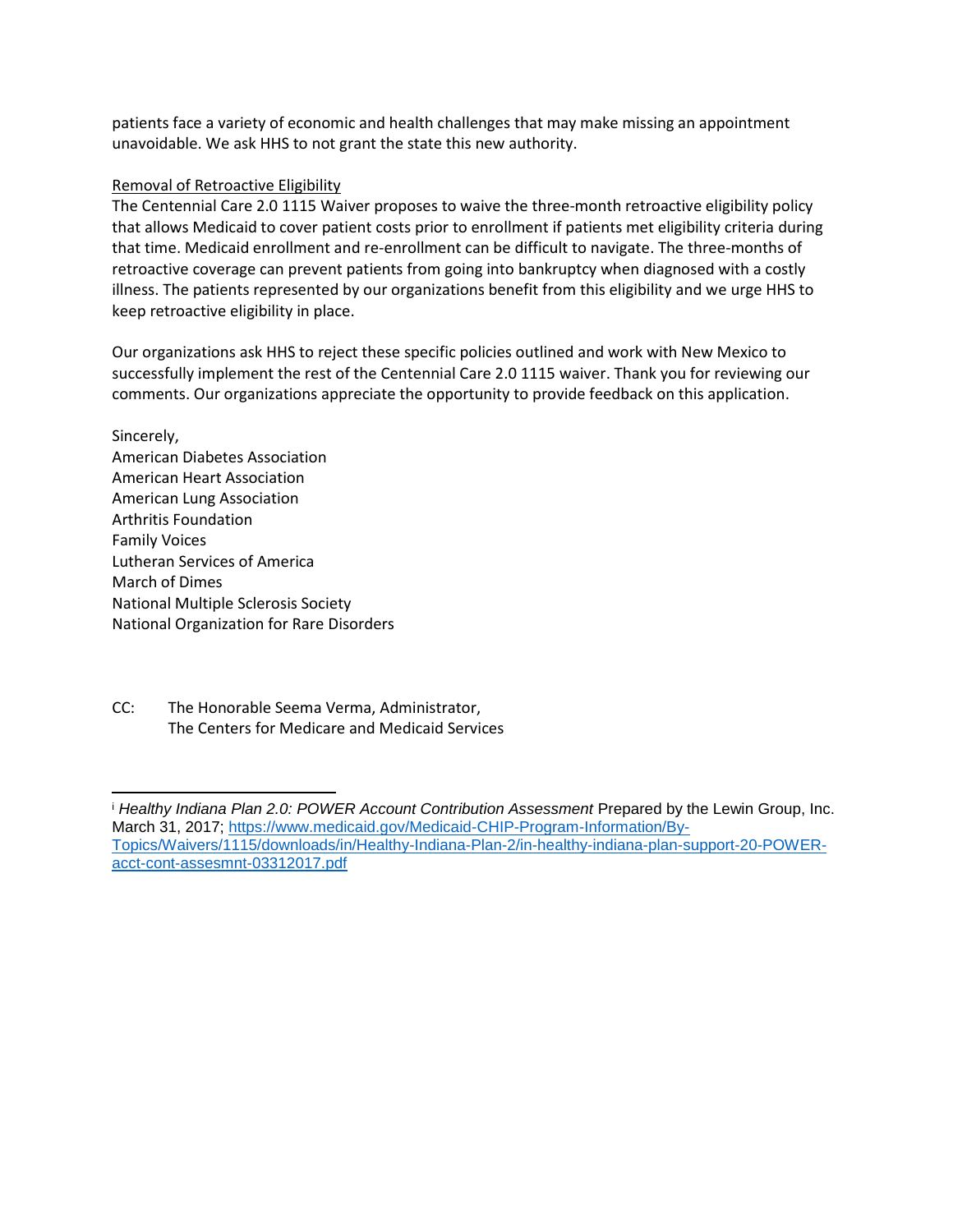patients face a variety of economic and health challenges that may make missing an appointment unavoidable. We ask HHS to not grant the state this new authority.

<u>Removal of Retroactive Eligibility</u>

The Centennial Care 2.0 1115 Waiver proposes to waive the three-month retroactive eligibility policy that allows Medicaid to cover patient costs prior to enrollment if patients met eligibility criteria during that time. Medicaid enrollment and re-enrollment can be difficult to navigate. The three-months of retroactive coverage can prevent patients from going into bankruptcy when diagnosed with a costly illness. The patients represented by our organizations benefit from this eligibility and we urge HHS to keep retroactive eligibility in place.

Our organizations ask HHS to reject these specific policies outlined and work with New Mexico to successfully implement the rest of the Centennial Care 2.0 1115 waiver. Thank you for reviewing our comments. Our organizations appreciate the opportunity to provide feedback on this application.

Sincerely,
American Diabetes Association
American Heart Association
American Lung Association
Arthritis Foundation
Family Voices
Lutheran Services of America
March of Dimes
National Multiple Sclerosis Society
National Organization for Rare Disorders

CC: The Honorable Seema Verma, Administrator,
The Centers for Medicare and Medicaid Services

---

[i] *Healthy Indiana Plan 2.0: POWER Account Contribution Assessment* Prepared by the Lewin Group, Inc. March 31, 2017; https://www.medicaid.gov/Medicaid-CHIP-Program-Information/By-Topics/Waivers/1115/downloads/in/Healthy-Indiana-Plan-2/in-healthy-indiana-plan-support-20-POWER-acct-cont-assesmnt-03312017.pdf